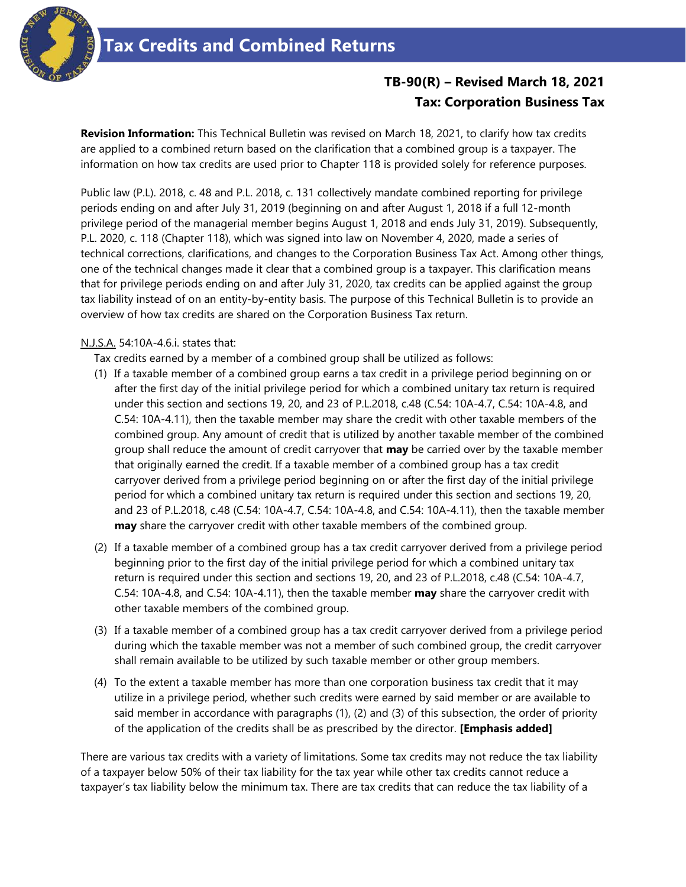# Tax Credits and Combined Returns

## TB-90(R) – Revised March 18, 2021
## Tax: Corporation Business Tax

**Revision Information:** This Technical Bulletin was revised on March 18, 2021, to clarify how tax credits are applied to a combined return based on the clarification that a combined group is a taxpayer. The information on how tax credits are used prior to Chapter 118 is provided solely for reference purposes.

Public law (P.L). 2018, c. 48 and P.L. 2018, c. 131 collectively mandate combined reporting for privilege periods ending on and after July 31, 2019 (beginning on and after August 1, 2018 if a full 12-month privilege period of the managerial member begins August 1, 2018 and ends July 31, 2019). Subsequently, P.L. 2020, c. 118 (Chapter 118), which was signed into law on November 4, 2020, made a series of technical corrections, clarifications, and changes to the Corporation Business Tax Act. Among other things, one of the technical changes made it clear that a combined group is a taxpayer. This clarification means that for privilege periods ending on and after July 31, 2020, tax credits can be applied against the group tax liability instead of on an entity-by-entity basis. The purpose of this Technical Bulletin is to provide an overview of how tax credits are shared on the Corporation Business Tax return.

N.J.S.A. 54:10A-4.6.i. states that:

Tax credits earned by a member of a combined group shall be utilized as follows:

(1) If a taxable member of a combined group earns a tax credit in a privilege period beginning on or after the first day of the initial privilege period for which a combined unitary tax return is required under this section and sections 19, 20, and 23 of P.L.2018, c.48 (C.54: 10A-4.7, C.54: 10A-4.8, and C.54: 10A-4.11), then the taxable member may share the credit with other taxable members of the combined group. Any amount of credit that is utilized by another taxable member of the combined group shall reduce the amount of credit carryover that **may** be carried over by the taxable member that originally earned the credit. If a taxable member of a combined group has a tax credit carryover derived from a privilege period beginning on or after the first day of the initial privilege period for which a combined unitary tax return is required under this section and sections 19, 20, and 23 of P.L.2018, c.48 (C.54: 10A-4.7, C.54: 10A-4.8, and C.54: 10A-4.11), then the taxable member **may** share the carryover credit with other taxable members of the combined group.

(2) If a taxable member of a combined group has a tax credit carryover derived from a privilege period beginning prior to the first day of the initial privilege period for which a combined unitary tax return is required under this section and sections 19, 20, and 23 of P.L.2018, c.48 (C.54: 10A-4.7, C.54: 10A-4.8, and C.54: 10A-4.11), then the taxable member **may** share the carryover credit with other taxable members of the combined group.

(3) If a taxable member of a combined group has a tax credit carryover derived from a privilege period during which the taxable member was not a member of such combined group, the credit carryover shall remain available to be utilized by such taxable member or other group members.

(4) To the extent a taxable member has more than one corporation business tax credit that it may utilize in a privilege period, whether such credits were earned by said member or are available to said member in accordance with paragraphs (1), (2) and (3) of this subsection, the order of priority of the application of the credits shall be as prescribed by the director. **[Emphasis added]**

There are various tax credits with a variety of limitations. Some tax credits may not reduce the tax liability of a taxpayer below 50% of their tax liability for the tax year while other tax credits cannot reduce a taxpayer's tax liability below the minimum tax. There are tax credits that can reduce the tax liability of a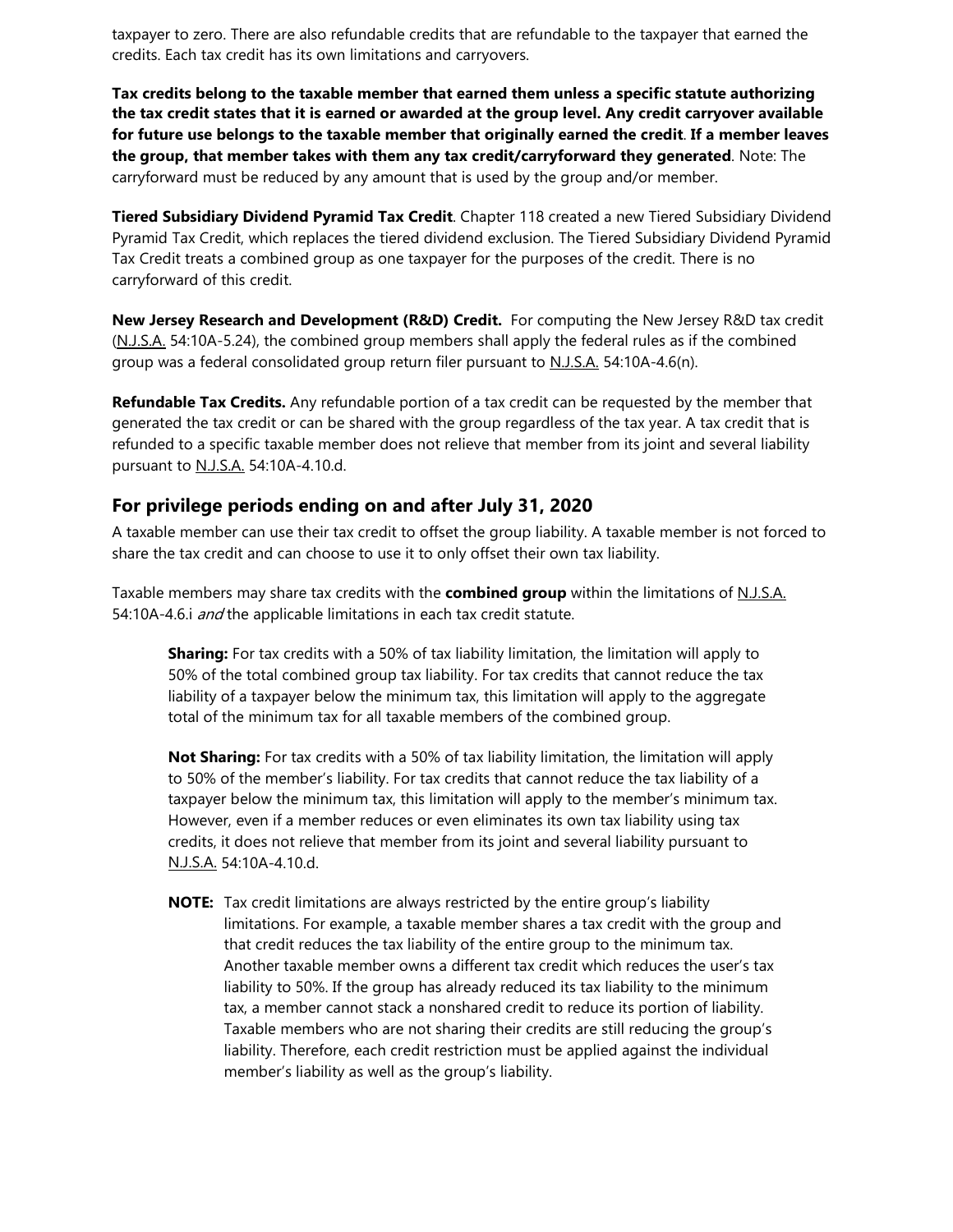taxpayer to zero. There are also refundable credits that are refundable to the taxpayer that earned the credits. Each tax credit has its own limitations and carryovers.

**Tax credits belong to the taxable member that earned them unless a specific statute authorizing the tax credit states that it is earned or awarded at the group level. Any credit carryover available for future use belongs to the taxable member that originally earned the credit**. **If a member leaves the group, that member takes with them any tax credit/carryforward they generated**. Note: The carryforward must be reduced by any amount that is used by the group and/or member.

**Tiered Subsidiary Dividend Pyramid Tax Credit**. Chapter 118 created a new Tiered Subsidiary Dividend Pyramid Tax Credit, which replaces the tiered dividend exclusion. The Tiered Subsidiary Dividend Pyramid Tax Credit treats a combined group as one taxpayer for the purposes of the credit. There is no carryforward of this credit.

**New Jersey Research and Development (R&D) Credit.** For computing the New Jersey R&D tax credit (N.J.S.A. 54:10A-5.24), the combined group members shall apply the federal rules as if the combined group was a federal consolidated group return filer pursuant to N.J.S.A. 54:10A-4.6(n).

**Refundable Tax Credits.** Any refundable portion of a tax credit can be requested by the member that generated the tax credit or can be shared with the group regardless of the tax year. A tax credit that is refunded to a specific taxable member does not relieve that member from its joint and several liability pursuant to N.J.S.A. 54:10A-4.10.d.

## For privilege periods ending on and after July 31, 2020

A taxable member can use their tax credit to offset the group liability. A taxable member is not forced to share the tax credit and can choose to use it to only offset their own tax liability.

Taxable members may share tax credits with the **combined group** within the limitations of N.J.S.A. 54:10A-4.6.i *and* the applicable limitations in each tax credit statute.

**Sharing:** For tax credits with a 50% of tax liability limitation, the limitation will apply to 50% of the total combined group tax liability. For tax credits that cannot reduce the tax liability of a taxpayer below the minimum tax, this limitation will apply to the aggregate total of the minimum tax for all taxable members of the combined group.

**Not Sharing:** For tax credits with a 50% of tax liability limitation, the limitation will apply to 50% of the member's liability. For tax credits that cannot reduce the tax liability of a taxpayer below the minimum tax, this limitation will apply to the member's minimum tax. However, even if a member reduces or even eliminates its own tax liability using tax credits, it does not relieve that member from its joint and several liability pursuant to N.J.S.A. 54:10A-4.10.d.

**NOTE:** Tax credit limitations are always restricted by the entire group's liability limitations. For example, a taxable member shares a tax credit with the group and that credit reduces the tax liability of the entire group to the minimum tax. Another taxable member owns a different tax credit which reduces the user's tax liability to 50%. If the group has already reduced its tax liability to the minimum tax, a member cannot stack a nonshared credit to reduce its portion of liability. Taxable members who are not sharing their credits are still reducing the group's liability. Therefore, each credit restriction must be applied against the individual member's liability as well as the group's liability.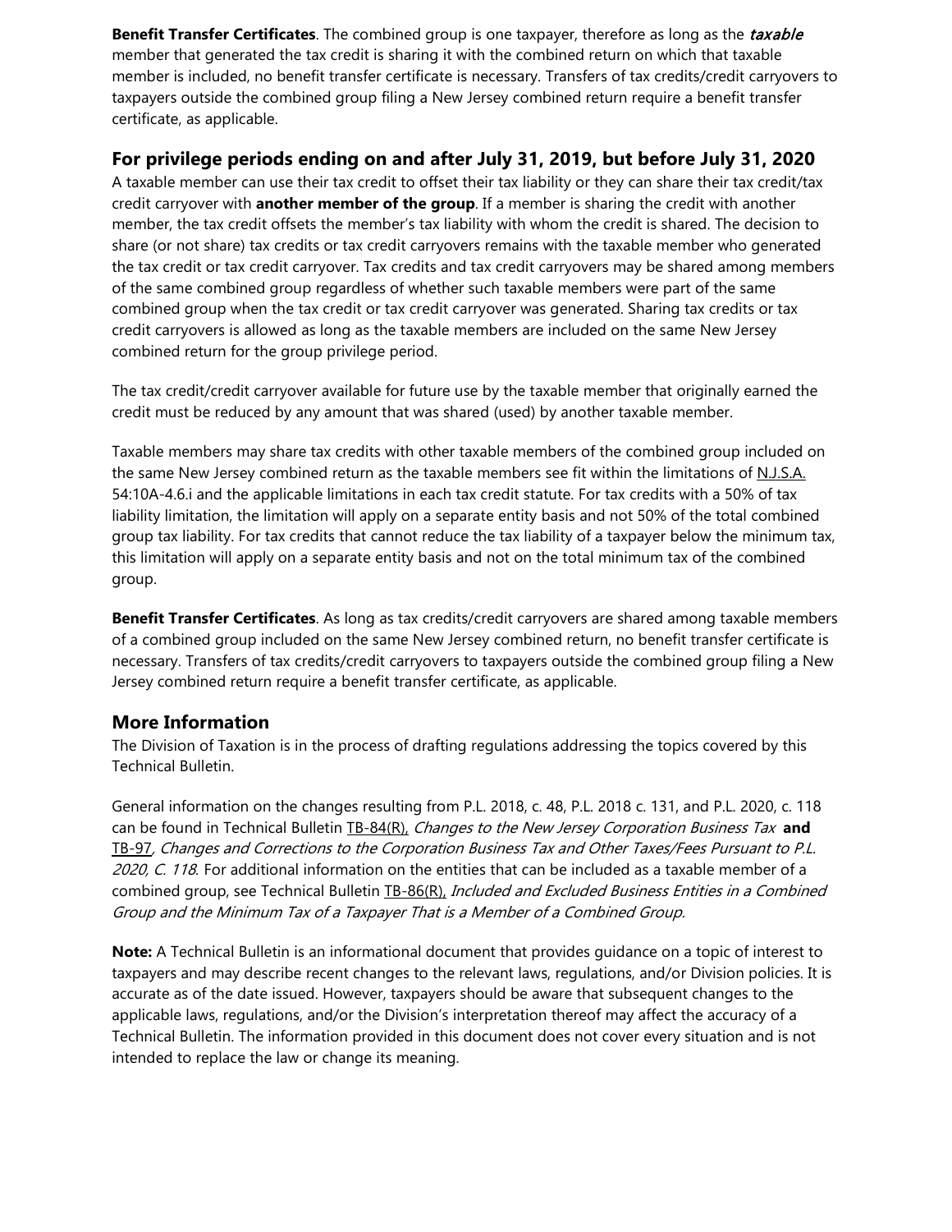**Benefit Transfer Certificates**. The combined group is one taxpayer, therefore as long as the *taxable* member that generated the tax credit is sharing it with the combined return on which that taxable member is included, no benefit transfer certificate is necessary. Transfers of tax credits/credit carryovers to taxpayers outside the combined group filing a New Jersey combined return require a benefit transfer certificate, as applicable.

## For privilege periods ending on and after July 31, 2019, but before July 31, 2020

A taxable member can use their tax credit to offset their tax liability or they can share their tax credit/tax credit carryover with **another member of the group**. If a member is sharing the credit with another member, the tax credit offsets the member's tax liability with whom the credit is shared. The decision to share (or not share) tax credits or tax credit carryovers remains with the taxable member who generated the tax credit or tax credit carryover. Tax credits and tax credit carryovers may be shared among members of the same combined group regardless of whether such taxable members were part of the same combined group when the tax credit or tax credit carryover was generated. Sharing tax credits or tax credit carryovers is allowed as long as the taxable members are included on the same New Jersey combined return for the group privilege period.

The tax credit/credit carryover available for future use by the taxable member that originally earned the credit must be reduced by any amount that was shared (used) by another taxable member.

Taxable members may share tax credits with other taxable members of the combined group included on the same New Jersey combined return as the taxable members see fit within the limitations of N.J.S.A. 54:10A-4.6.i and the applicable limitations in each tax credit statute. For tax credits with a 50% of tax liability limitation, the limitation will apply on a separate entity basis and not 50% of the total combined group tax liability. For tax credits that cannot reduce the tax liability of a taxpayer below the minimum tax, this limitation will apply on a separate entity basis and not on the total minimum tax of the combined group.

**Benefit Transfer Certificates**. As long as tax credits/credit carryovers are shared among taxable members of a combined group included on the same New Jersey combined return, no benefit transfer certificate is necessary. Transfers of tax credits/credit carryovers to taxpayers outside the combined group filing a New Jersey combined return require a benefit transfer certificate, as applicable.

## More Information

The Division of Taxation is in the process of drafting regulations addressing the topics covered by this Technical Bulletin.

General information on the changes resulting from P.L. 2018, c. 48, P.L. 2018 c. 131, and P.L. 2020, c. 118 can be found in Technical Bulletin TB-84(R), *Changes to the New Jersey Corporation Business Tax* **and** TB-97, *Changes and Corrections to the Corporation Business Tax and Other Taxes/Fees Pursuant to P.L. 2020, C. 118*. For additional information on the entities that can be included as a taxable member of a combined group, see Technical Bulletin TB-86(R), *Included and Excluded Business Entities in a Combined Group and the Minimum Tax of a Taxpayer That is a Member of a Combined Group.*

**Note:** A Technical Bulletin is an informational document that provides guidance on a topic of interest to taxpayers and may describe recent changes to the relevant laws, regulations, and/or Division policies. It is accurate as of the date issued. However, taxpayers should be aware that subsequent changes to the applicable laws, regulations, and/or the Division's interpretation thereof may affect the accuracy of a Technical Bulletin. The information provided in this document does not cover every situation and is not intended to replace the law or change its meaning.